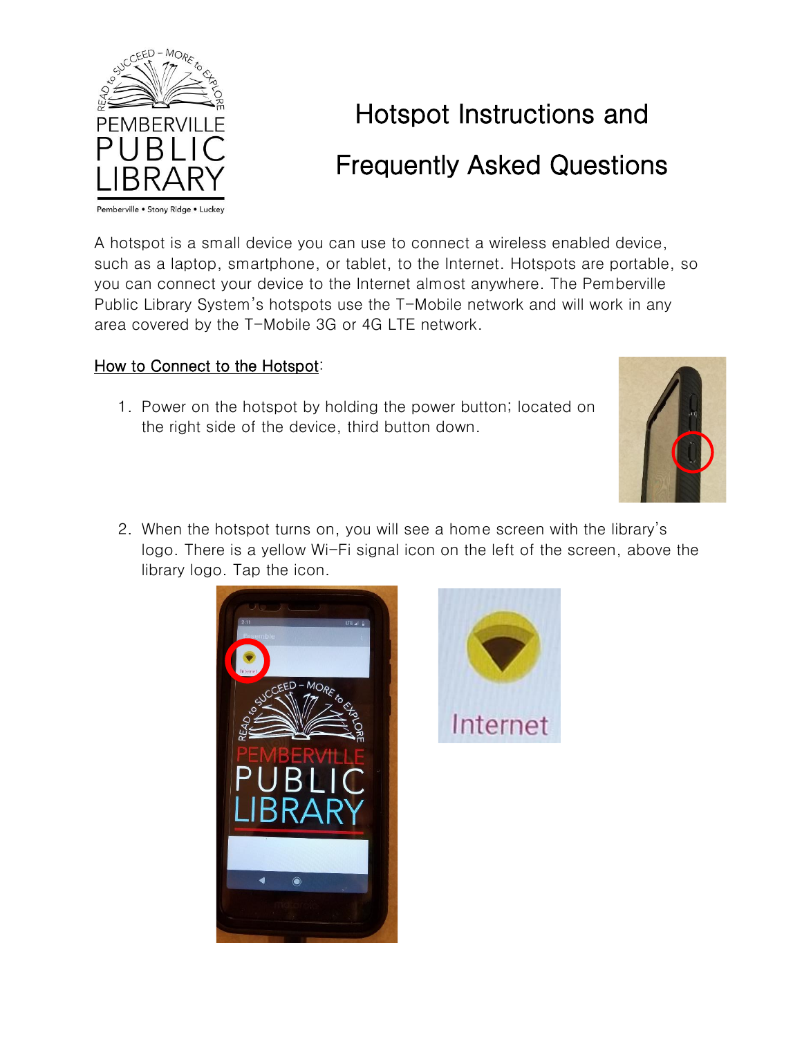# Hotspot Instructions and Frequently Asked Questions

A hotspot is a small device you can use to connect a wireless enabled device, such as a laptop, smartphone, or tablet, to the Internet. Hotspots are portable, so you can connect your device to the Internet almost anywhere. The Pemberville Public Library System's hotspots use the T-Mobile network and will work in any area covered by the T-Mobile 3G or 4G LTE network.

## How to Connect to the Hotspot:

1. Power on the hotspot by holding the power button; located on the right side of the device, third button down.

2. When the hotspot turns on, you will see a home screen with the library's logo. There is a yellow Wi-Fi signal icon on the left of the screen, above the library logo. Tap the icon.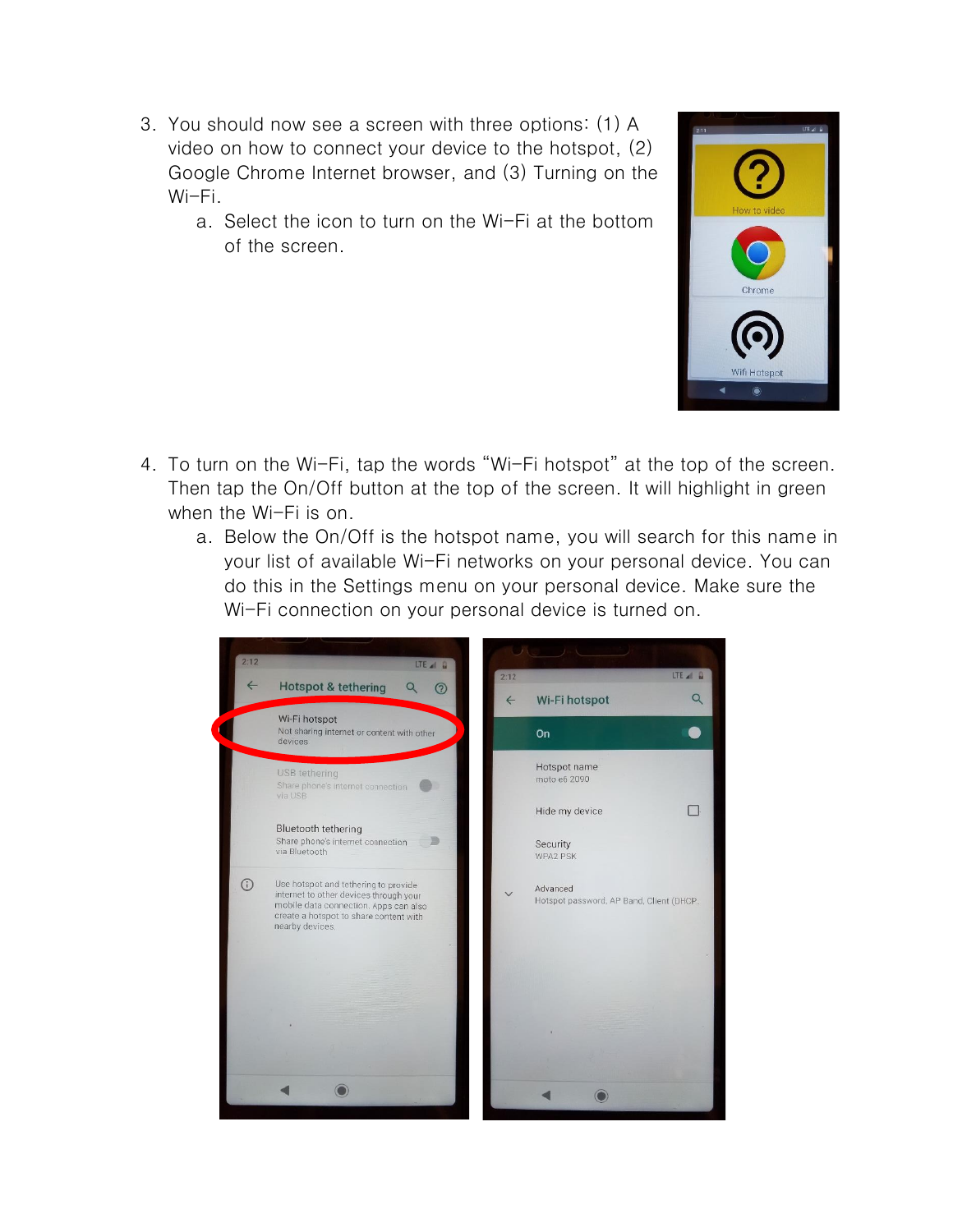3. You should now see a screen with three options: (1) A video on how to connect your device to the hotspot, (2) Google Chrome Internet browser, and (3) Turning on the Wi-Fi.
    a. Select the icon to turn on the Wi-Fi at the bottom of the screen.

4. To turn on the Wi-Fi, tap the words “Wi-Fi hotspot” at the top of the screen. Then tap the On/Off button at the top of the screen. It will highlight in green when the Wi-Fi is on.
    a. Below the On/Off is the hotspot name, you will search for this name in your list of available Wi-Fi networks on your personal device. You can do this in the Settings menu on your personal device. Make sure the Wi-Fi connection on your personal device is turned on.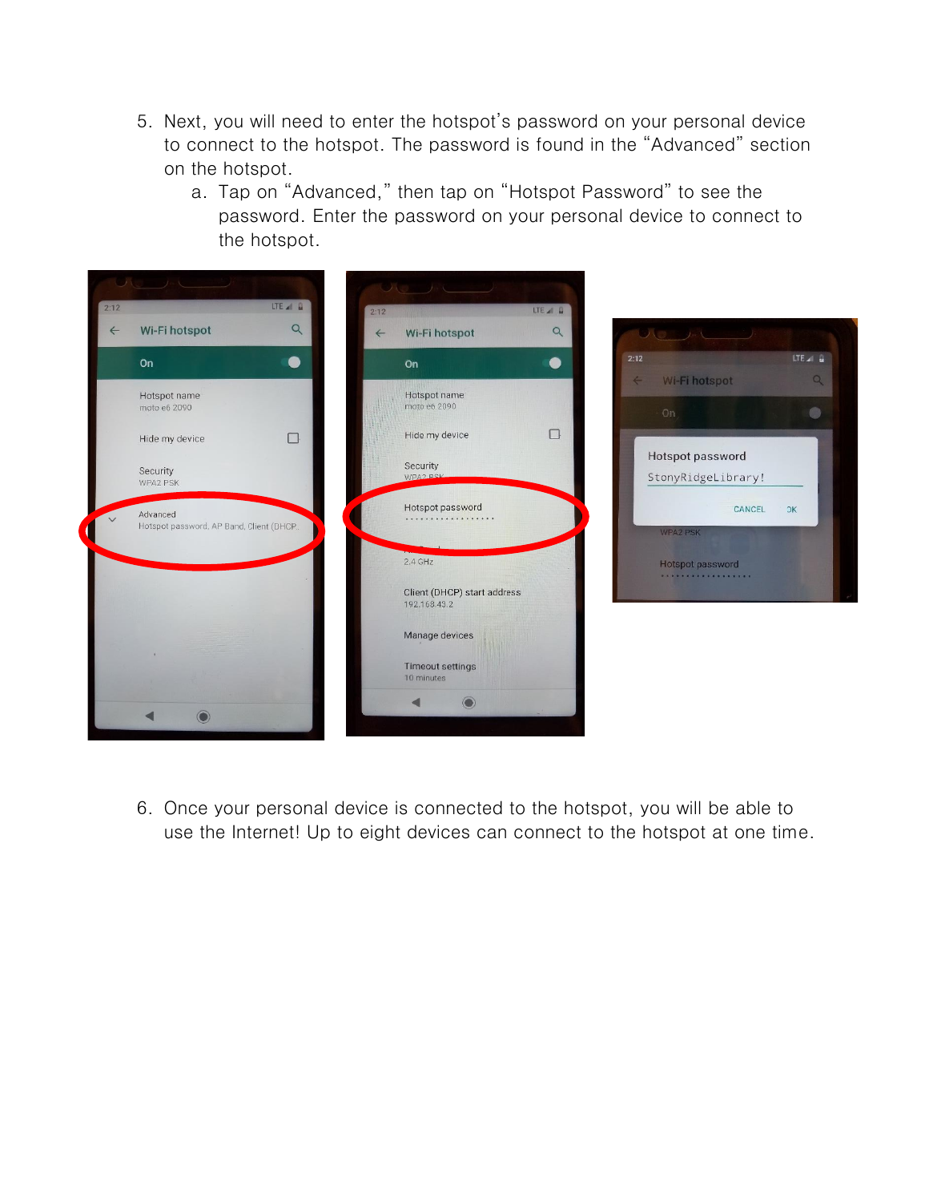5. Next, you will need to enter the hotspot's password on your personal device to connect to the hotspot. The password is found in the "Advanced" section on the hotspot.
    a. Tap on "Advanced," then tap on "Hotspot Password" to see the password. Enter the password on your personal device to connect to the hotspot.

6. Once your personal device is connected to the hotspot, you will be able to use the Internet! Up to eight devices can connect to the hotspot at one time.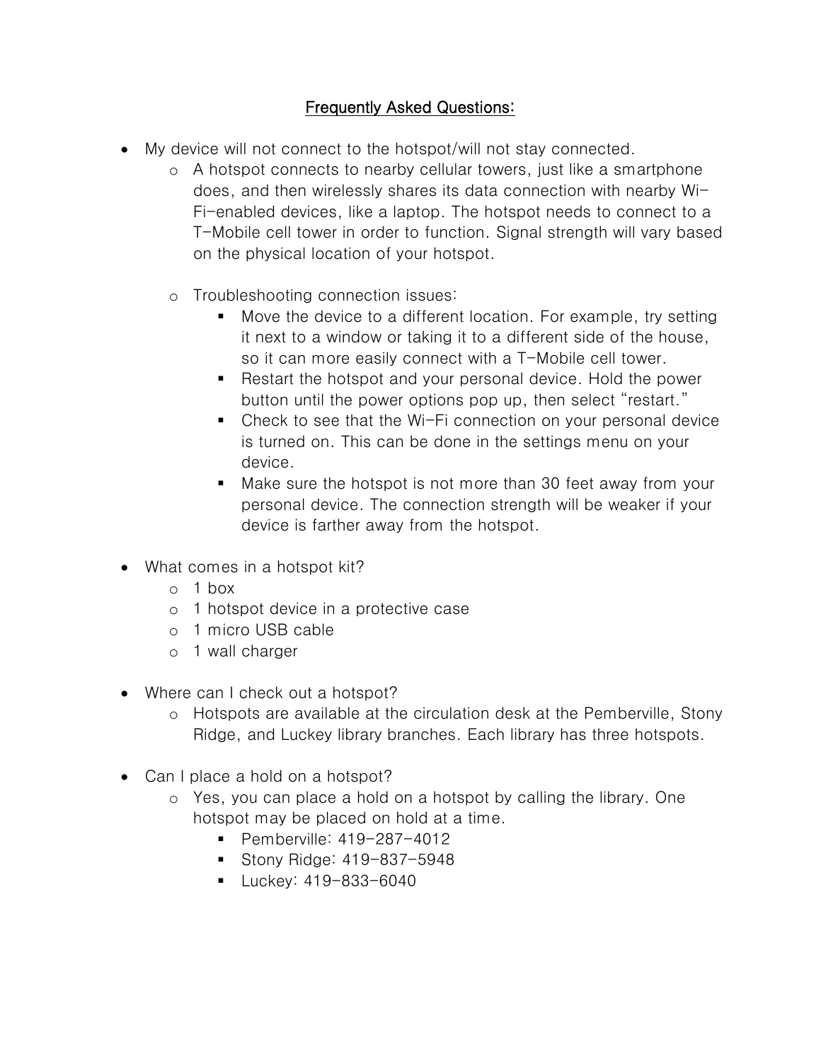## Frequently Asked Questions:

- My device will not connect to the hotspot/will not stay connected.
  - A hotspot connects to nearby cellular towers, just like a smartphone does, and then wirelessly shares its data connection with nearby Wi-Fi-enabled devices, like a laptop. The hotspot needs to connect to a T-Mobile cell tower in order to function. Signal strength will vary based on the physical location of your hotspot.
  - Troubleshooting connection issues:
    - Move the device to a different location. For example, try setting it next to a window or taking it to a different side of the house, so it can more easily connect with a T-Mobile cell tower.
    - Restart the hotspot and your personal device. Hold the power button until the power options pop up, then select "restart."
    - Check to see that the Wi-Fi connection on your personal device is turned on. This can be done in the settings menu on your device.
    - Make sure the hotspot is not more than 30 feet away from your personal device. The connection strength will be weaker if your device is farther away from the hotspot.
- What comes in a hotspot kit?
  - 1 box
  - 1 hotspot device in a protective case
  - 1 micro USB cable
  - 1 wall charger
- Where can I check out a hotspot?
  - Hotspots are available at the circulation desk at the Pemberville, Stony Ridge, and Luckey library branches. Each library has three hotspots.
- Can I place a hold on a hotspot?
  - Yes, you can place a hold on a hotspot by calling the library. One hotspot may be placed on hold at a time.
    - Pemberville: 419-287-4012
    - Stony Ridge: 419-837-5948
    - Luckey: 419-833-6040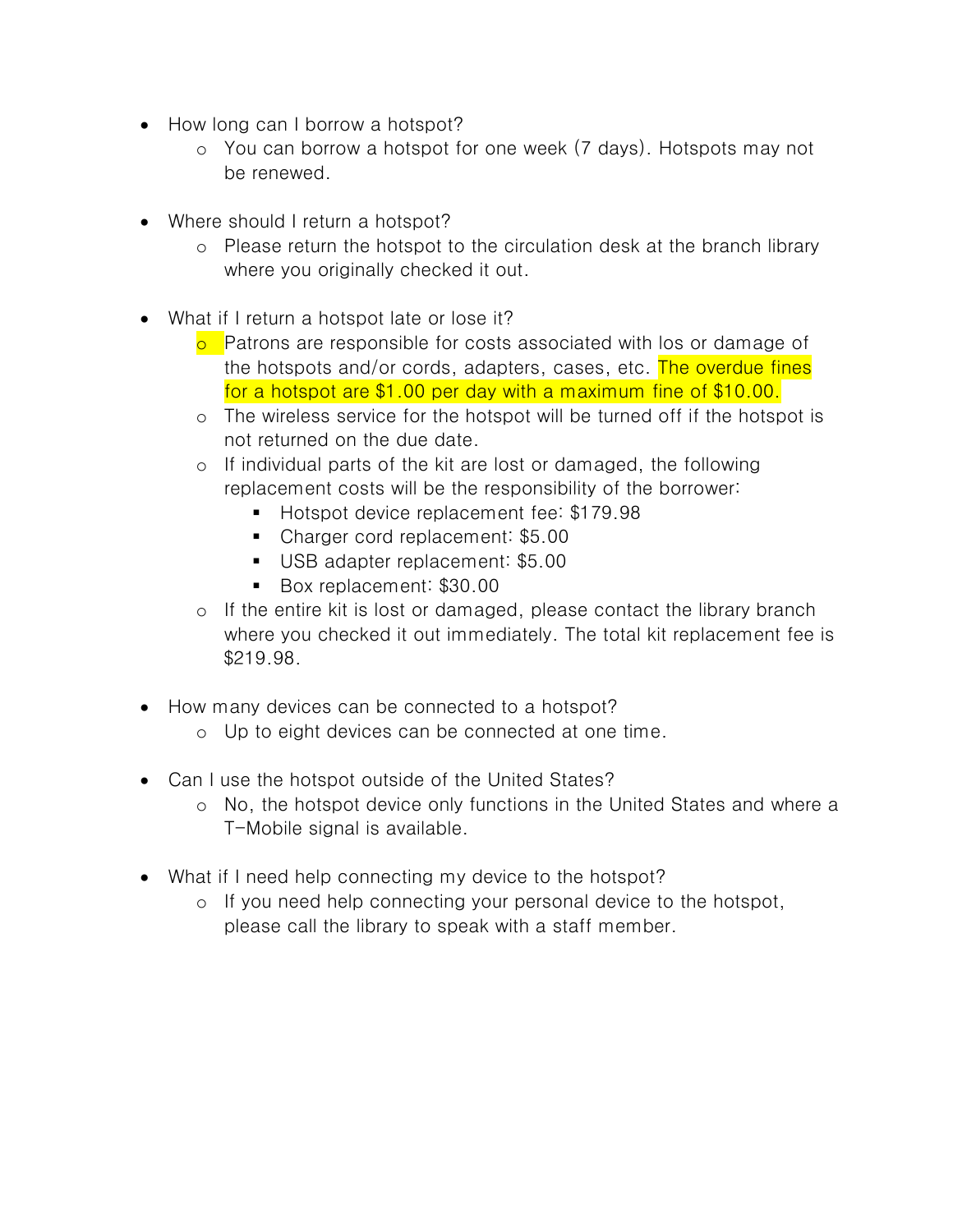- How long can I borrow a hotspot?
    - You can borrow a hotspot for one week (7 days). Hotspots may not be renewed.

- Where should I return a hotspot?
    - Please return the hotspot to the circulation desk at the branch library where you originally checked it out.

- What if I return a hotspot late or lose it?
    - Patrons are responsible for costs associated with los or damage of the hotspots and/or cords, adapters, cases, etc. The overdue fines for a hotspot are $1.00 per day with a maximum fine of $10.00.
    - The wireless service for the hotspot will be turned off if the hotspot is not returned on the due date.
    - If individual parts of the kit are lost or damaged, the following replacement costs will be the responsibility of the borrower:
        - Hotspot device replacement fee: $179.98
        - Charger cord replacement: $5.00
        - USB adapter replacement: $5.00
        - Box replacement: $30.00
    - If the entire kit is lost or damaged, please contact the library branch where you checked it out immediately. The total kit replacement fee is $219.98.

- How many devices can be connected to a hotspot?
    - Up to eight devices can be connected at one time.

- Can I use the hotspot outside of the United States?
    - No, the hotspot device only functions in the United States and where a T-Mobile signal is available.

- What if I need help connecting my device to the hotspot?
    - If you need help connecting your personal device to the hotspot, please call the library to speak with a staff member.